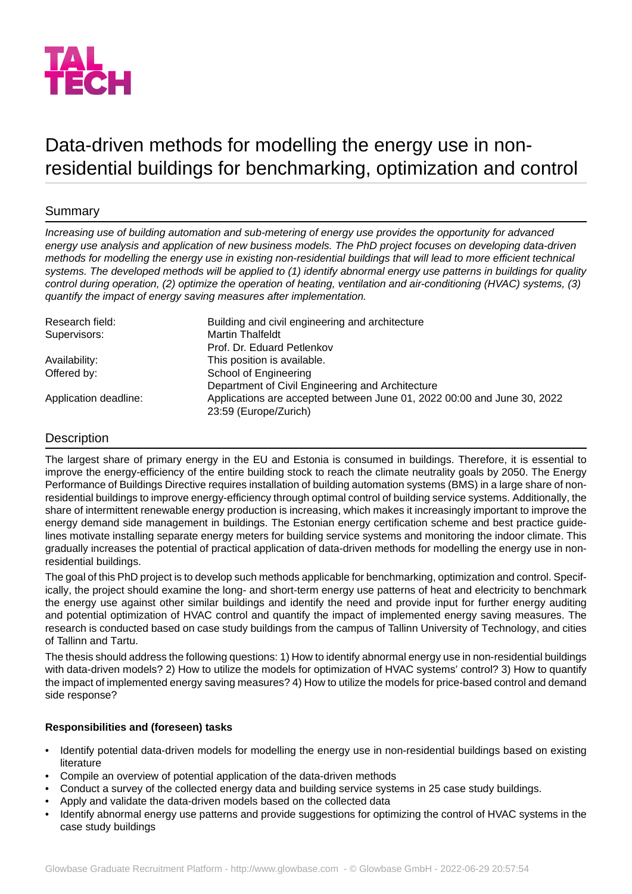TAL TECH

# Data-driven methods for modelling the energy use in non-residential buildings for benchmarking, optimization and control

## Summary

*Increasing use of building automation and sub-metering of energy use provides the opportunity for advanced energy use analysis and application of new business models. The PhD project focuses on developing data-driven methods for modelling the energy use in existing non-residential buildings that will lead to more efficient technical systems. The developed methods will be applied to (1) identify abnormal energy use patterns in buildings for quality control during operation, (2) optimize the operation of heating, ventilation and air-conditioning (HVAC) systems, (3) quantify the impact of energy saving measures after implementation.*

| | |
|---|---|
| Research field: | Building and civil engineering and architecture |
| Supervisors: | Martin Thalfeldt<br>Prof. Dr. Eduard Petlenkov |
| Availability: | This position is available. |
| Offered by: | School of Engineering<br>Department of Civil Engineering and Architecture |
| Application deadline: | Applications are accepted between June 01, 2022 00:00 and June 30, 2022 23:59 (Europe/Zurich) |

## Description

The largest share of primary energy in the EU and Estonia is consumed in buildings. Therefore, it is essential to improve the energy-efficiency of the entire building stock to reach the climate neutrality goals by 2050. The Energy Performance of Buildings Directive requires installation of building automation systems (BMS) in a large share of non-residential buildings to improve energy-efficiency through optimal control of building service systems. Additionally, the share of intermittent renewable energy production is increasing, which makes it increasingly important to improve the energy demand side management in buildings. The Estonian energy certification scheme and best practice guidelines motivate installing separate energy meters for building service systems and monitoring the indoor climate. This gradually increases the potential of practical application of data-driven methods for modelling the energy use in non-residential buildings.

The goal of this PhD project is to develop such methods applicable for benchmarking, optimization and control. Specifically, the project should examine the long- and short-term energy use patterns of heat and electricity to benchmark the energy use against other similar buildings and identify the need and provide input for further energy auditing and potential optimization of HVAC control and quantify the impact of implemented energy saving measures. The research is conducted based on case study buildings from the campus of Tallinn University of Technology, and cities of Tallinn and Tartu.

The thesis should address the following questions: 1) How to identify abnormal energy use in non-residential buildings with data-driven models? 2) How to utilize the models for optimization of HVAC systems' control? 3) How to quantify the impact of implemented energy saving measures? 4) How to utilize the models for price-based control and demand side response?

**Responsibilities and (foreseen) tasks**

- Identify potential data-driven models for modelling the energy use in non-residential buildings based on existing literature
- Compile an overview of potential application of the data-driven methods
- Conduct a survey of the collected energy data and building service systems in 25 case study buildings.
- Apply and validate the data-driven models based on the collected data
- Identify abnormal energy use patterns and provide suggestions for optimizing the control of HVAC systems in the case study buildings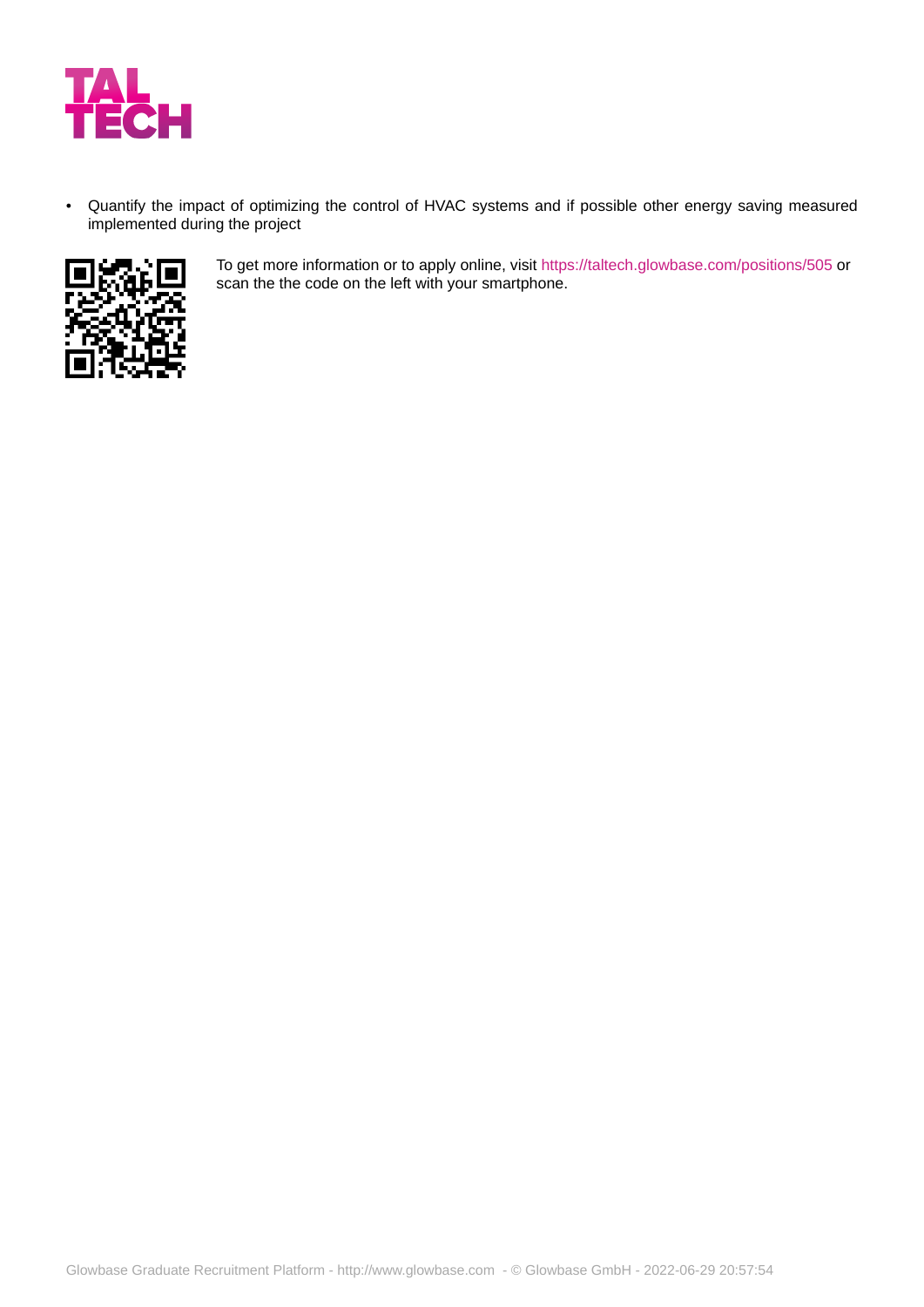- Quantify the impact of optimizing the control of HVAC systems and if possible other energy saving measured implemented during the project

To get more information or to apply online, visit https://taltech.glowbase.com/positions/505 or scan the the code on the left with your smartphone.